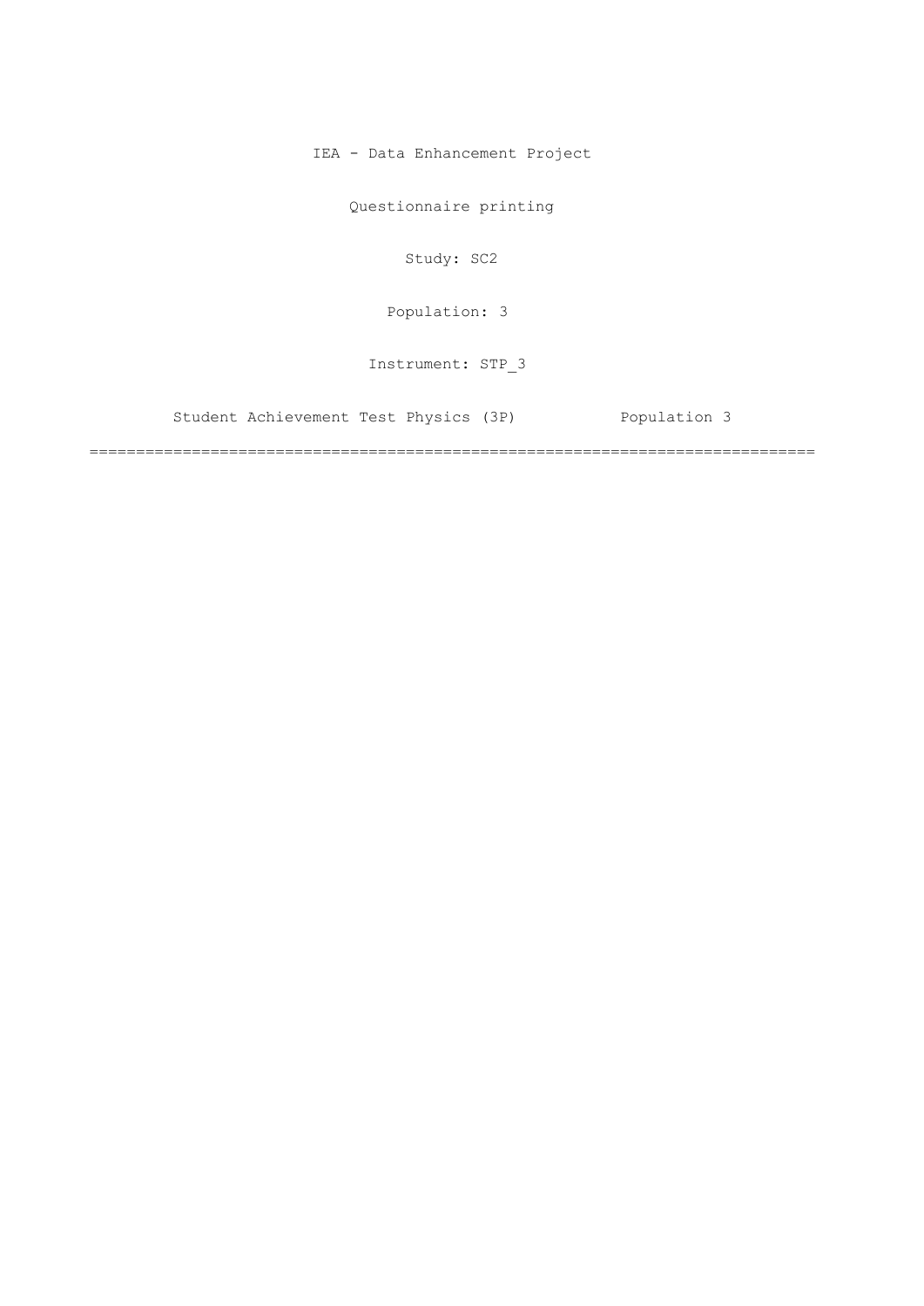IEA - Data Enhancement Project

Questionnaire printing

Study: SC2

Population: 3

Instrument: STP_3

Student Achievement Test Physics (3P) Population 3

===============================================================================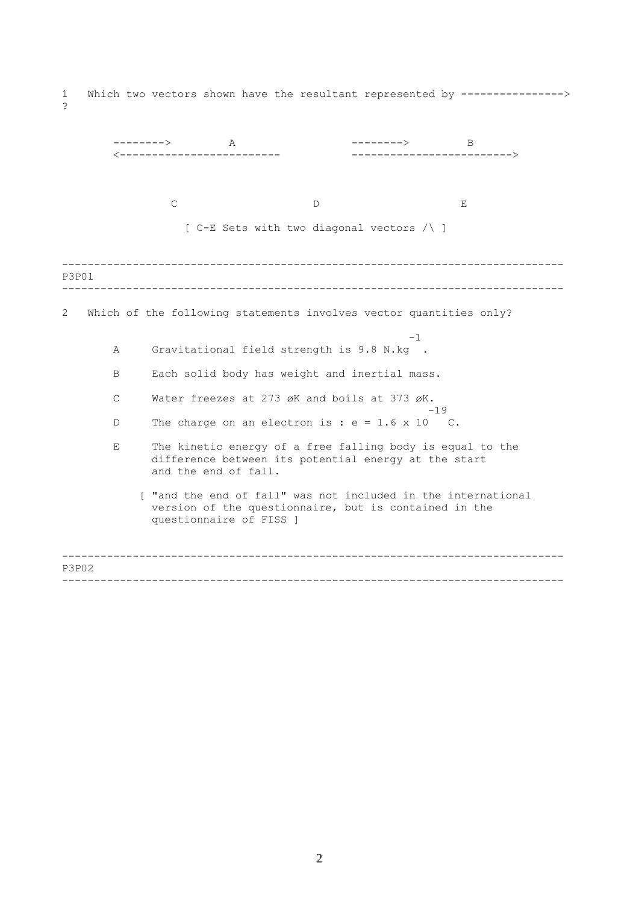1 Which two vectors shown have the resultant represented by ---------------->
?

```
        -------->         A                 -------->         B
        <-------------------------          ------------------------->



                C                     D                      E

                  [ C-E Sets with two diagonal vectors /\ ]
```

---

P3P01

---

2 Which of the following statements involves vector quantities only?

A Gravitational field strength is 9.8 $N.kg^{-1}$.

B Each solid body has weight and inertial mass.

C Water freezes at 273 øK and boils at 373 øK.

D The charge on an electron is : $e = 1.6 \times 10^{-19}$ C.

E The kinetic energy of a free falling body is equal to the difference between its potential energy at the start and the end of fall.

[ "and the end of fall" was not included in the international version of the questionnaire, but is contained in the questionnaire of FISS ]

---

P3P02

---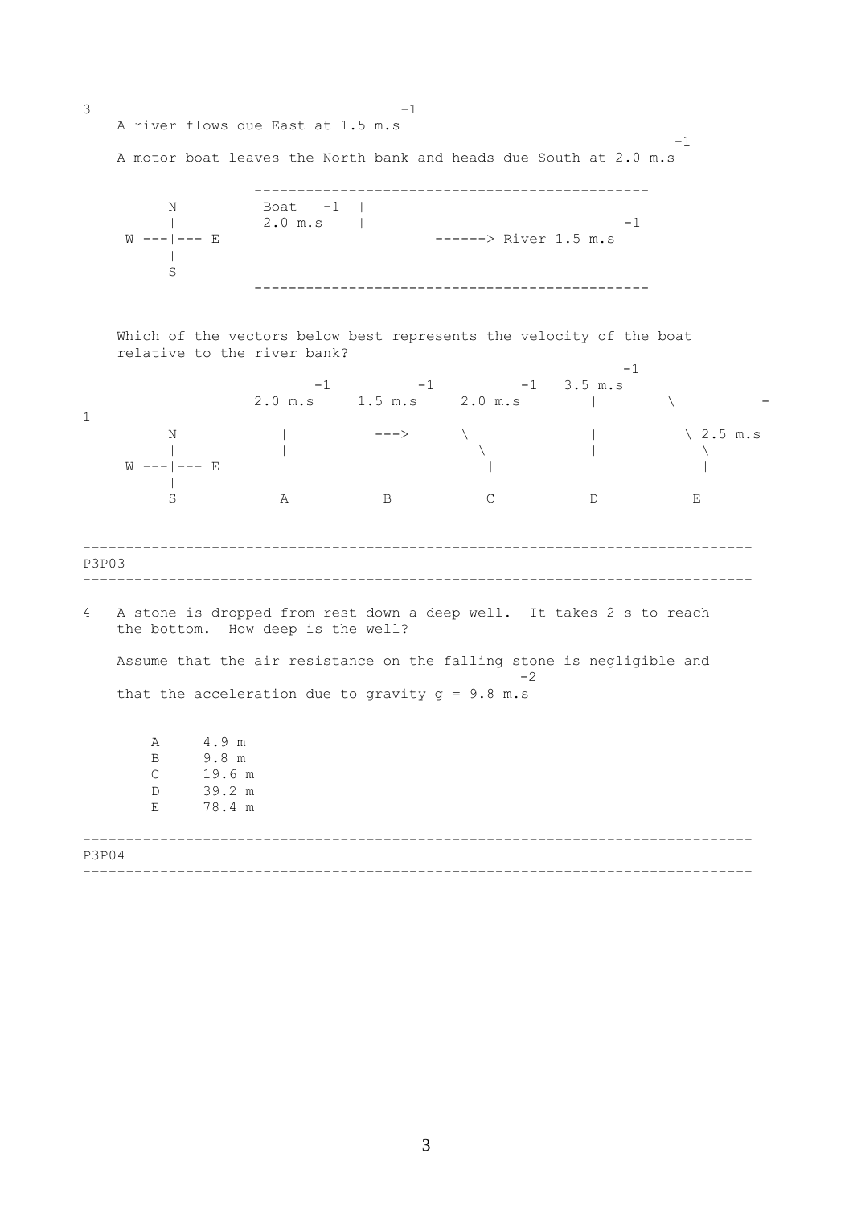3 A river flows due East at 1.5 $m.s^{-1}$

A motor boat leaves the North bank and heads due South at 2.0 $m.s^{-1}$

```
                   ----------------------------------------------
      N             Boat      |
      |             2.0 m.s-1 |
  W --|-- E                          ------> River 1.5 m.s-1
      |
      S
                   ----------------------------------------------
```

Which of the vectors below best represents the velocity of the boat relative to the river bank?

```
                 2.0 m.s-1   1.5 m.s-1   2.0 m.s-1   3.5 m.s-1
      N             |           --->         \           |          \  2.5 m.s-1
      |             |                         \          |           \
  W --|-- E                                   _|                     _|
      |
      S             A           B            C           D           E
```

---

P3P03

---

4 A stone is dropped from rest down a deep well. It takes 2 s to reach the bottom. How deep is the well?

Assume that the air resistance on the falling stone is negligible and that the acceleration due to gravity $g = 9.8\ m.s^{-2}$

A 4.9 m
B 9.8 m
C 19.6 m
D 39.2 m
E 78.4 m

---

P3P04

---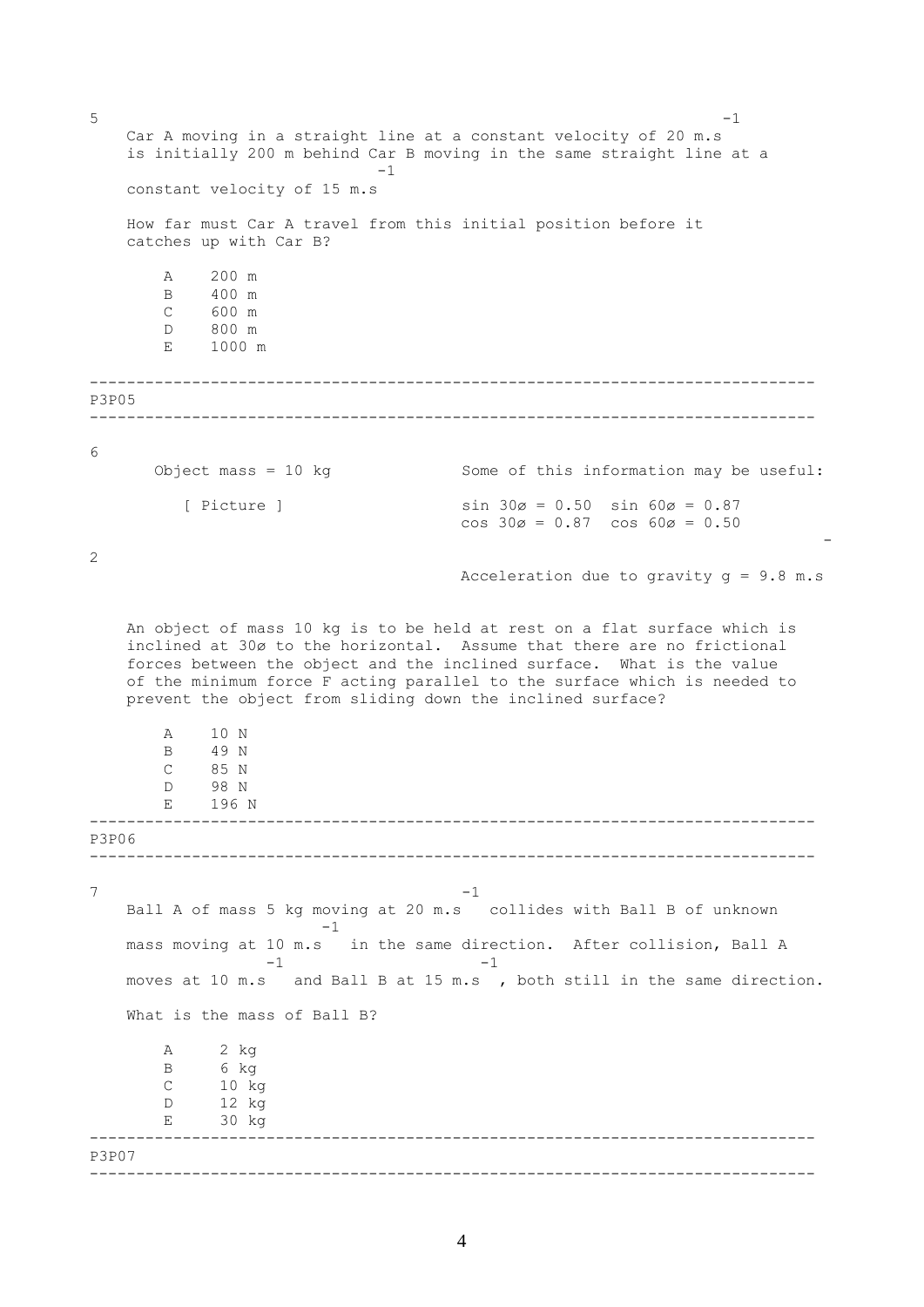5

Car A moving in a straight line at a constant velocity of 20 $m.s^{-1}$ is initially 200 m behind Car B moving in the same straight line at a constant velocity of 15 $m.s^{-1}$

How far must Car A travel from this initial position before it catches up with Car B?

- A 200 m
- B 400 m
- C 600 m
- D 800 m
- E 1000 m

---

P3P05

---

6

Object mass = 10 kg

[ Picture ]

Some of this information may be useful:

$\sin 30ø = 0.50$  $\sin 60ø = 0.87$
$\cos 30ø = 0.87$  $\cos 60ø = 0.50$

Acceleration due to gravity $g = 9.8$ $m.s^{-2}$

An object of mass 10 kg is to be held at rest on a flat surface which is inclined at 30ø to the horizontal. Assume that there are no frictional forces between the object and the inclined surface. What is the value of the minimum force F acting parallel to the surface which is needed to prevent the object from sliding down the inclined surface?

- A 10 N
- B 49 N
- C 85 N
- D 98 N
- E 196 N

---

P3P06

---

7

Ball A of mass 5 kg moving at 20 $m.s^{-1}$ collides with Ball B of unknown mass moving at 10 $m.s^{-1}$ in the same direction. After collision, Ball A moves at 10 $m.s^{-1}$ and Ball B at 15 $m.s^{-1}$, both still in the same direction.

What is the mass of Ball B?

- A 2 kg
- B 6 kg
- C 10 kg
- D 12 kg
- E 30 kg

---

P3P07

---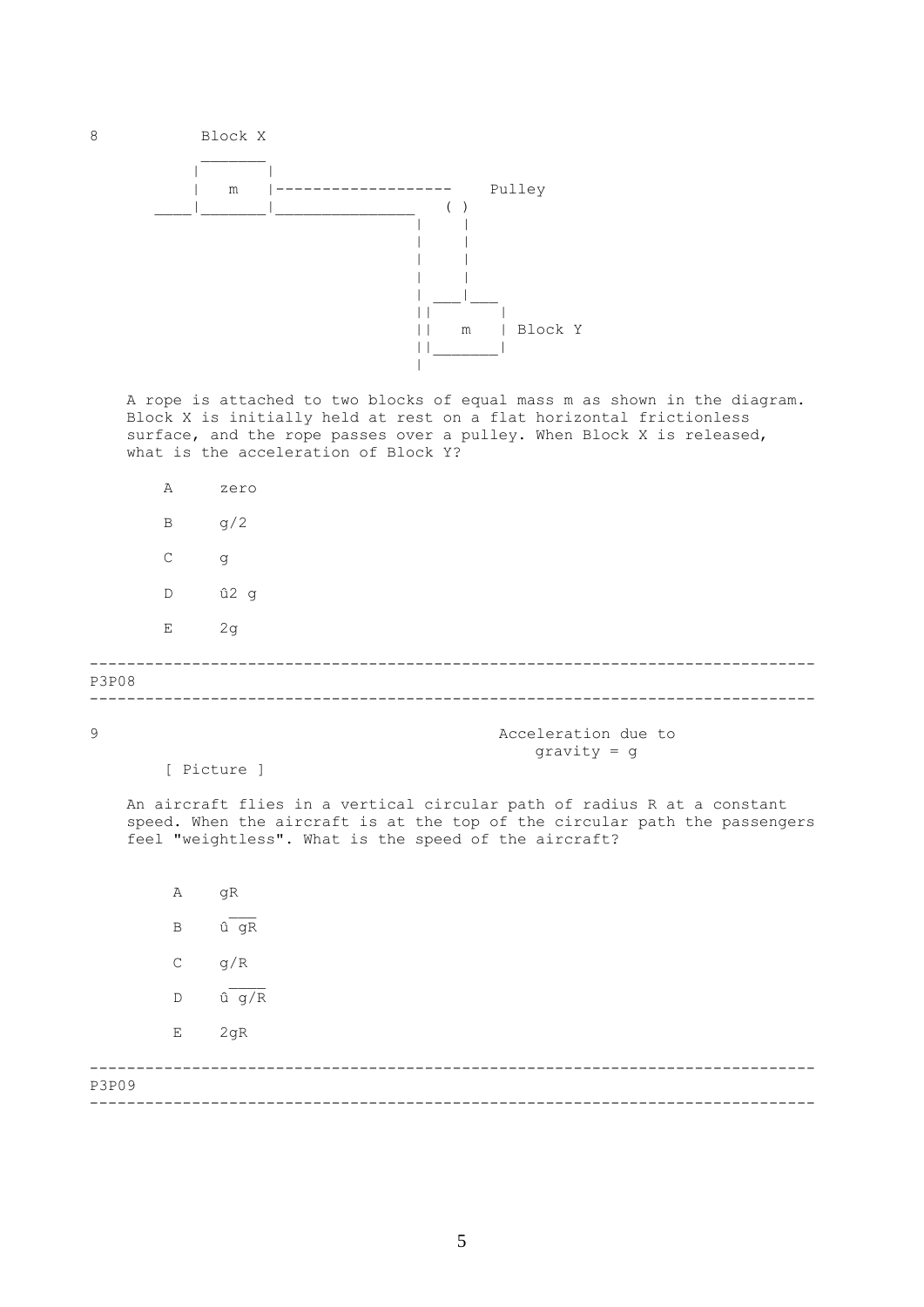8

```
           Block X
          _______
         |       |
         |   m   |-------------------     Pulley
     ____|_______|______________    ( )
                                   |     |
                                   |     |
                                   |     |
                                   |     |
                                   | ___|___
                                   ||       |
                                   ||   m   | Block Y
                                   ||_______|
                                   |
```

A rope is attached to two blocks of equal mass m as shown in the diagram. Block X is initially held at rest on a flat horizontal frictionless surface, and the rope passes over a pulley. When Block X is released, what is the acceleration of Block Y?

A zero

B $g/2$

C $g$

D $\sqrt{2}\, g$

E $2g$

---

P3P08

---

9

Acceleration due to gravity = g

[ Picture ]

An aircraft flies in a vertical circular path of radius R at a constant speed. When the aircraft is at the top of the circular path the passengers feel "weightless". What is the speed of the aircraft?

A $gR$

B $\sqrt{gR}$

C $g/R$

D $\sqrt{g/R}$

E $2gR$

---

P3P09

---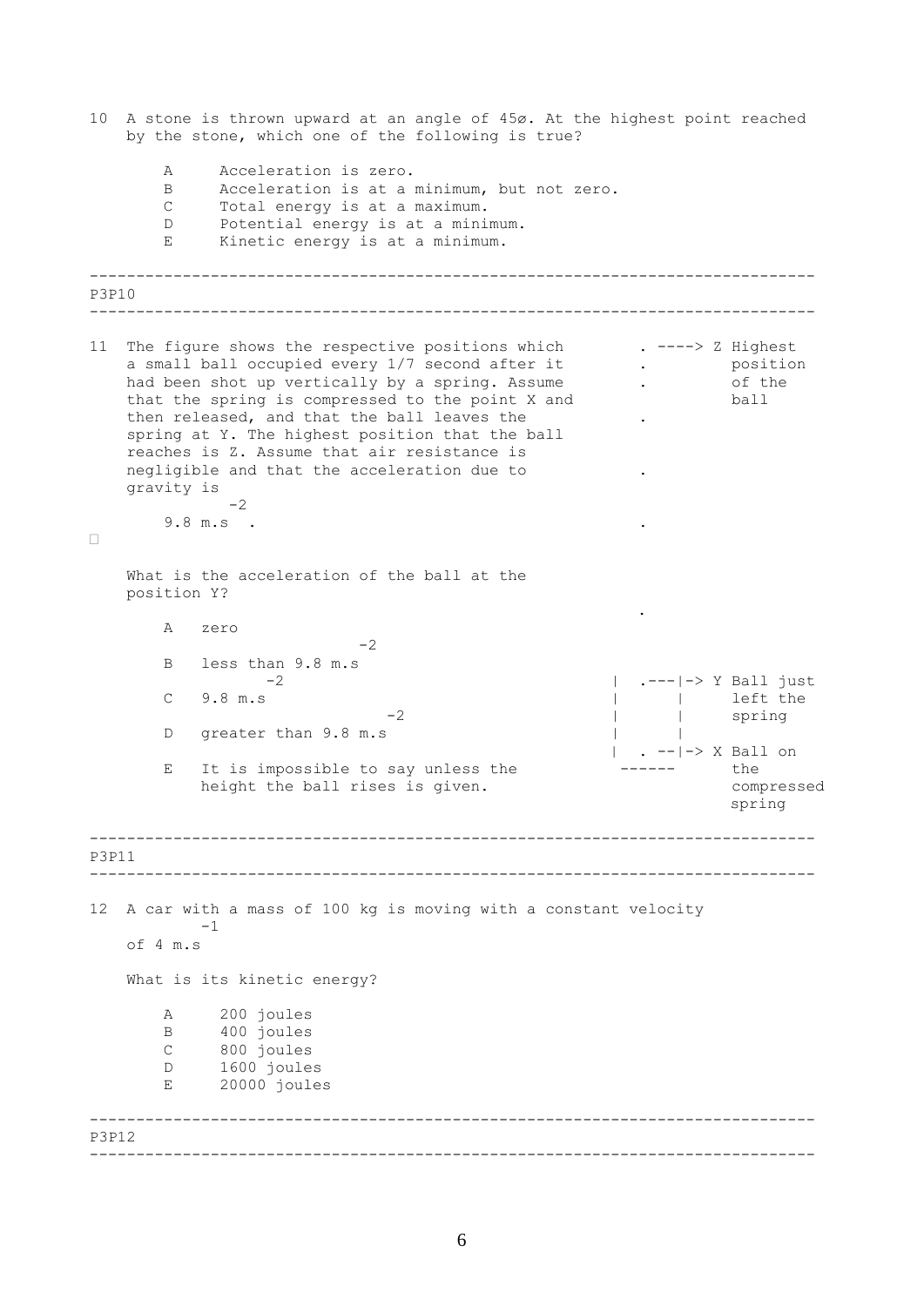10 A stone is thrown upward at an angle of 45°. At the highest point reached by the stone, which one of the following is true?

- A Acceleration is zero.
- B Acceleration is at a minimum, but not zero.
- C Total energy is at a maximum.
- D Potential energy is at a minimum.
- E Kinetic energy is at a minimum.

---

P3P10

---

11 The figure shows the respective positions which a small ball occupied every 1/7 second after it had been shot up vertically by a spring. Assume that the spring is compressed to the point X and then released, and that the ball leaves the spring at Y. The highest position that the ball reaches is Z. Assume that air resistance is negligible and that the acceleration due to gravity is $9.8\ m.s^{-2}$.

```
   . ----> Z Highest
   .         position
   .         of the
             ball
   .


   .


   .


   .

|  .---|-> Y Ball just
|      |     left the
|      |     spring
|      |
|  . --|-> X Ball on
 ------      the
             compressed
             spring
```

What is the acceleration of the ball at the position Y?

- A zero
- B less than $9.8\ m.s^{-2}$
- C $9.8\ m.s^{-2}$
- D greater than $9.8\ m.s^{-2}$
- E It is impossible to say unless the height the ball rises is given.

---

P3P11

---

12 A car with a mass of 100 kg is moving with a constant velocity of $4\ m.s^{-1}$

What is its kinetic energy?

- A 200 joules
- B 400 joules
- C 800 joules
- D 1600 joules
- E 20000 joules

---

P3P12

---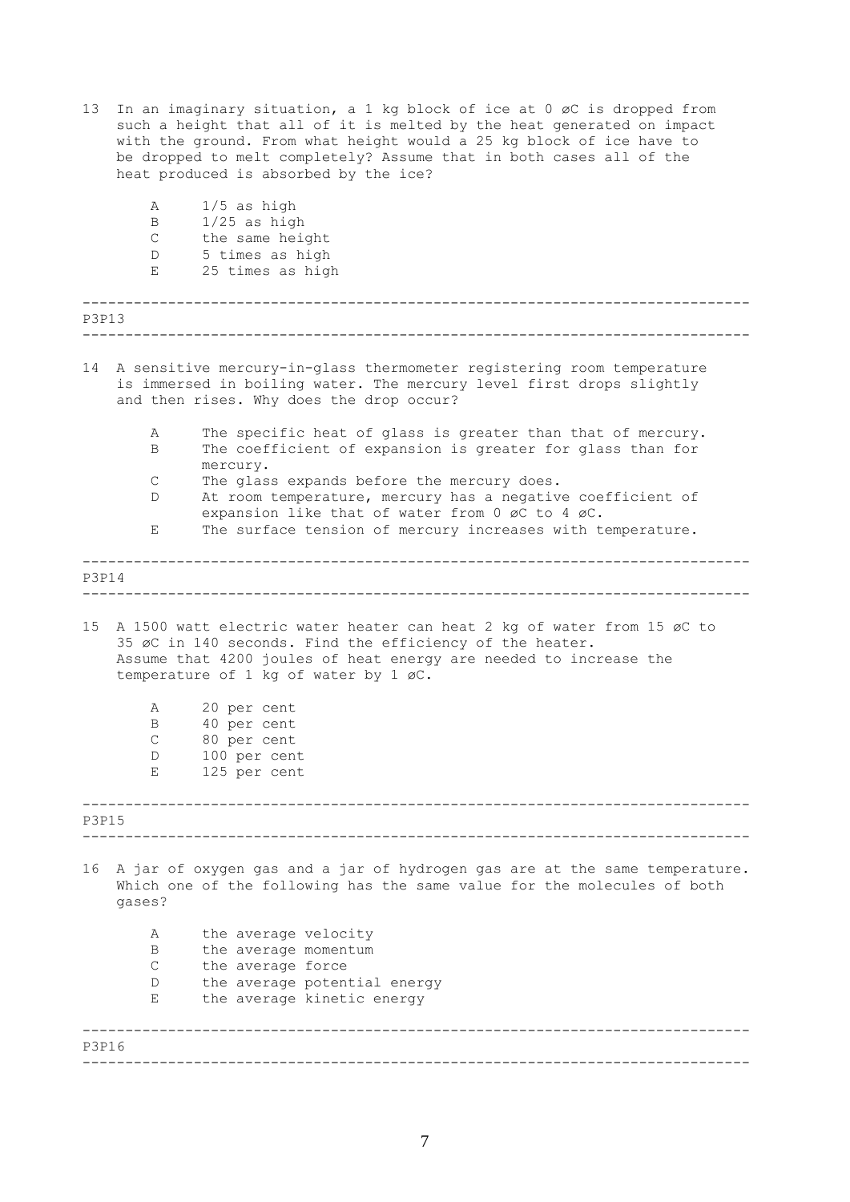13 In an imaginary situation, a 1 kg block of ice at 0 øC is dropped from such a height that all of it is melted by the heat generated on impact with the ground. From what height would a 25 kg block of ice have to be dropped to melt completely? Assume that in both cases all of the heat produced is absorbed by the ice?

- A 1/5 as high
- B 1/25 as high
- C the same height
- D 5 times as high
- E 25 times as high

---

P3P13

---

14 A sensitive mercury-in-glass thermometer registering room temperature is immersed in boiling water. The mercury level first drops slightly and then rises. Why does the drop occur?

- A The specific heat of glass is greater than that of mercury.
- B The coefficient of expansion is greater for glass than for mercury.
- C The glass expands before the mercury does.
- D At room temperature, mercury has a negative coefficient of expansion like that of water from 0 øC to 4 øC.
- E The surface tension of mercury increases with temperature.

---

P3P14

---

15 A 1500 watt electric water heater can heat 2 kg of water from 15 øC to 35 øC in 140 seconds. Find the efficiency of the heater. Assume that 4200 joules of heat energy are needed to increase the temperature of 1 kg of water by 1 øC.

- A 20 per cent
- B 40 per cent
- C 80 per cent
- D 100 per cent
- E 125 per cent

---

P3P15

---

16 A jar of oxygen gas and a jar of hydrogen gas are at the same temperature. Which one of the following has the same value for the molecules of both gases?

- A the average velocity
- B the average momentum
- C the average force
- D the average potential energy
- E the average kinetic energy

---

P3P16

---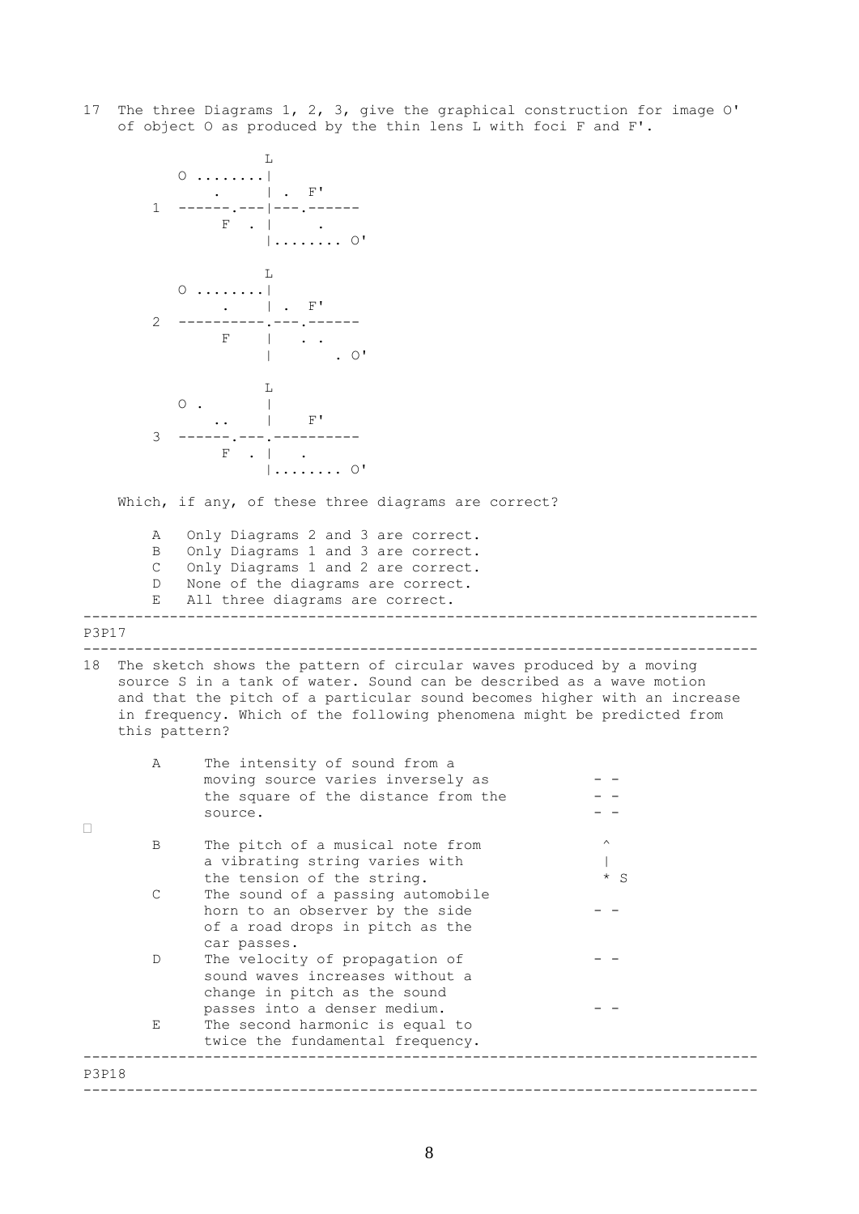17 The three Diagrams 1, 2, 3, give the graphical construction for image O' of object O as produced by the thin lens L with foci F and F'.

```
              L
   O ........|
        .    | .  F'
 1  ------.---|---.------
        F  . |     .
             |........ O'

              L
   O ........|
        .    | .  F'
 2  ----------.---.------
        F    |   . .
             |       . O'

              L
   O .       |
       ..    |    F'
 3  ------.---.----------
        F  . |   .
             |........ O'
```

Which, if any, of these three diagrams are correct?

- A Only Diagrams 2 and 3 are correct.
- B Only Diagrams 1 and 3 are correct.
- C Only Diagrams 1 and 2 are correct.
- D None of the diagrams are correct.
- E All three diagrams are correct.

---

P3P17

---

18 The sketch shows the pattern of circular waves produced by a moving source S in a tank of water. Sound can be described as a wave motion and that the pitch of a particular sound becomes higher with an increase in frequency. Which of the following phenomena might be predicted from this pattern?

```
  - -
  - -
  - -

   ^
   |
   * S

  - -

  - -

  - -
```

- A The intensity of sound from a moving source varies inversely as the square of the distance from the source.
- B The pitch of a musical note from a vibrating string varies with the tension of the string.
- C The sound of a passing automobile horn to an observer by the side of a road drops in pitch as the car passes.
- D The velocity of propagation of sound waves increases without a change in pitch as the sound passes into a denser medium.
- E The second harmonic is equal to twice the fundamental frequency.

---

P3P18

---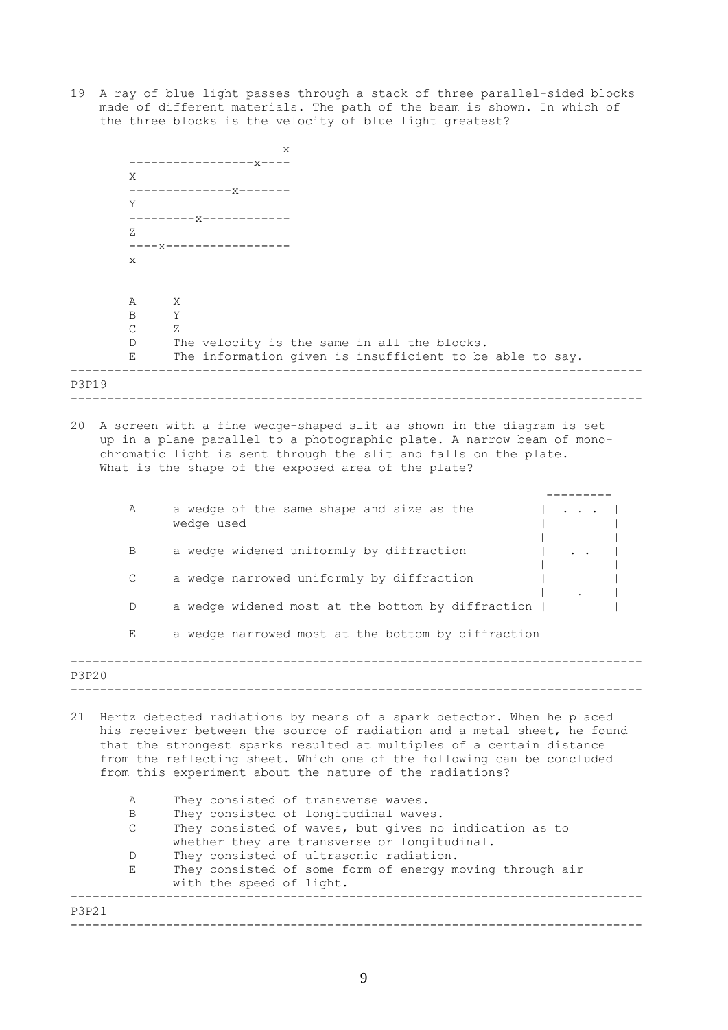19 A ray of blue light passes through a stack of three parallel-sided blocks made of different materials. The path of the beam is shown. In which of the three blocks is the velocity of blue light greatest?

```
                         x
    -----------------x----
    X
    --------------x-------
    Y
    ---------x------------
    Z
    ----x-----------------
    x
```

A X
B Y
C Z
D The velocity is the same in all the blocks.
E The information given is insufficient to be able to say.

---

P3P19

---

20 A screen with a fine wedge-shaped slit as shown in the diagram is set up in a plane parallel to a photographic plate. A narrow beam of monochromatic light is sent through the slit and falls on the plate. What is the shape of the exposed area of the plate?

```
 ---------
|  . . .  |
|         |
|         |
|   . .   |
|         |
|         |
|    .    |
|_________|
```

A a wedge of the same shape and size as the wedge used
B a wedge widened uniformly by diffraction
C a wedge narrowed uniformly by diffraction
D a wedge widened most at the bottom by diffraction
E a wedge narrowed most at the bottom by diffraction

---

P3P20

---

21 Hertz detected radiations by means of a spark detector. When he placed his receiver between the source of radiation and a metal sheet, he found that the strongest sparks resulted at multiples of a certain distance from the reflecting sheet. Which one of the following can be concluded from this experiment about the nature of the radiations?

A They consisted of transverse waves.
B They consisted of longitudinal waves.
C They consisted of waves, but gives no indication as to whether they are transverse or longitudinal.
D They consisted of ultrasonic radiation.
E They consisted of some form of energy moving through air with the speed of light.

---

P3P21

---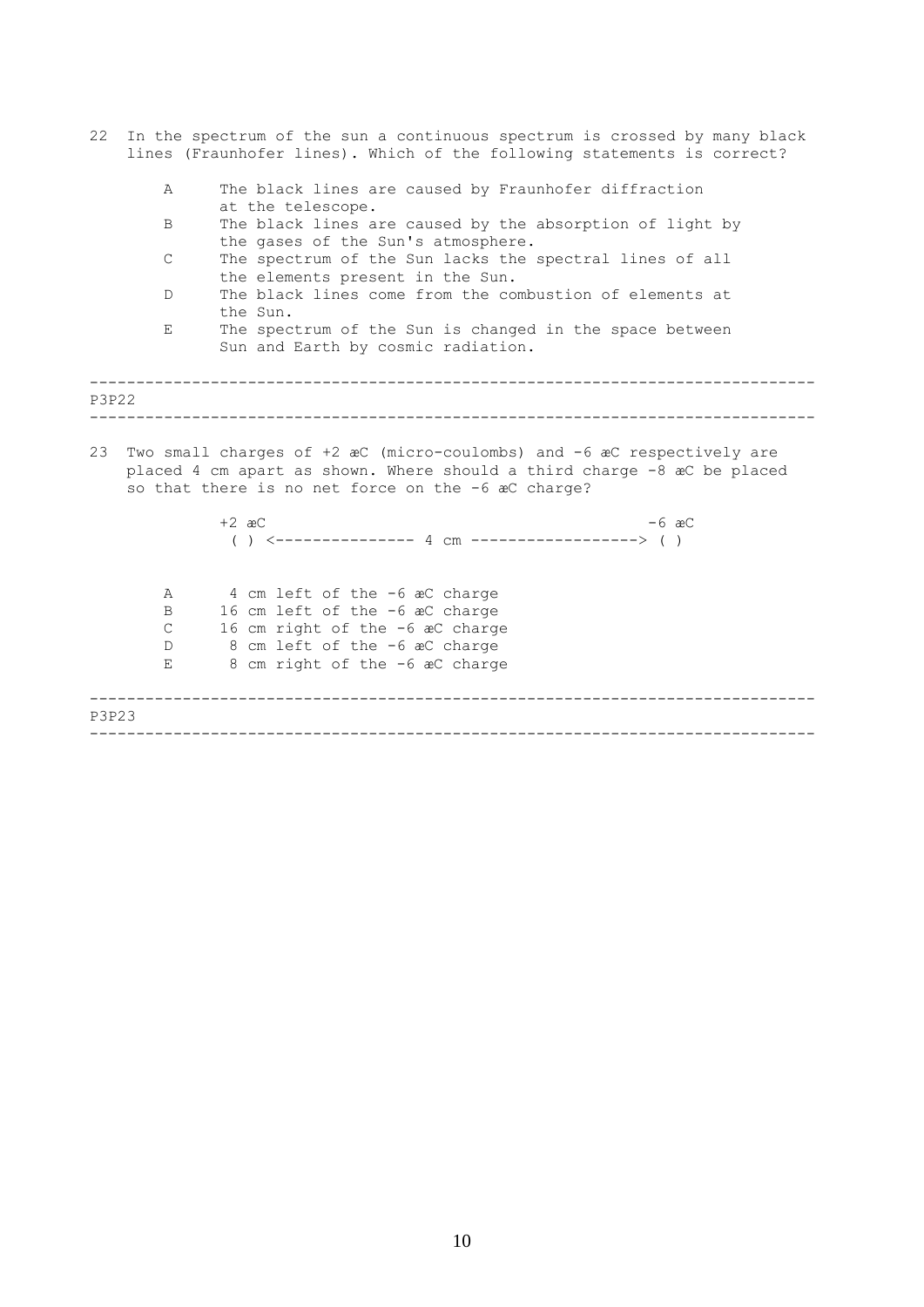22 In the spectrum of the sun a continuous spectrum is crossed by many black lines (Fraunhofer lines). Which of the following statements is correct?

- A The black lines are caused by Fraunhofer diffraction at the telescope.
- B The black lines are caused by the absorption of light by the gases of the Sun's atmosphere.
- C The spectrum of the Sun lacks the spectral lines of all the elements present in the Sun.
- D The black lines come from the combustion of elements at the Sun.
- E The spectrum of the Sun is changed in the space between Sun and Earth by cosmic radiation.

---

P3P22

---

23 Two small charges of +2 æC (micro-coulombs) and -6 æC respectively are placed 4 cm apart as shown. Where should a third charge -8 æC be placed so that there is no net force on the -6 æC charge?

```
+2 æC                                          -6 æC
 ( ) <--------------- 4 cm ------------------> ( )
```

- A 4 cm left of the -6 æC charge
- B 16 cm left of the -6 æC charge
- C 16 cm right of the -6 æC charge
- D 8 cm left of the -6 æC charge
- E 8 cm right of the -6 æC charge

---

P3P23

---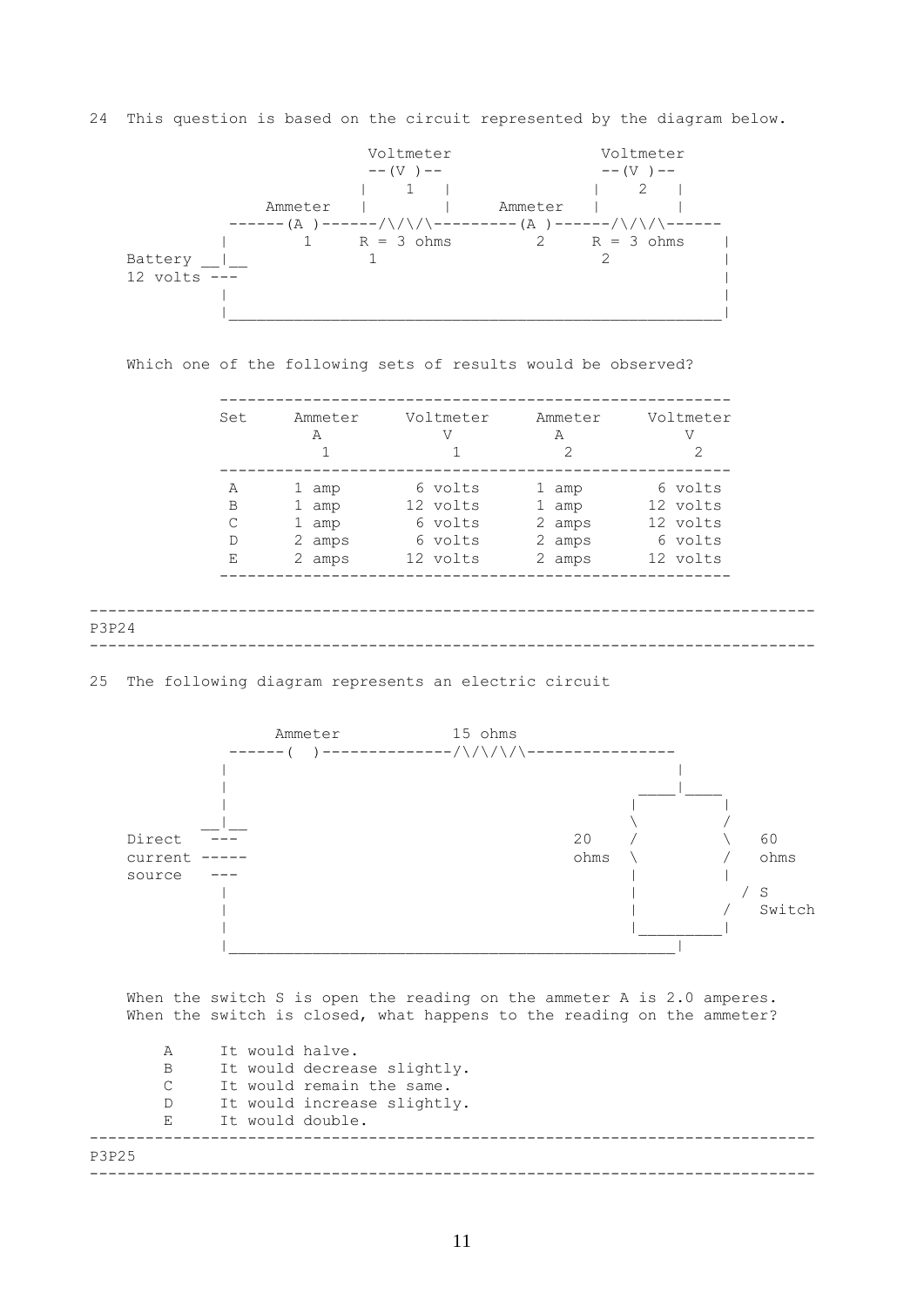24 This question is based on the circuit represented by the diagram below.

```
                    Voltmeter                Voltmeter
                    --(V )--                 --(V )--
                   |    1   |               |    2   |
         Ammeter   |        |     Ammeter   |        |
      ------(A )------/\/\/\---------(A )------/\/\/\------
     |        1     R = 3 ohms         2     R = 3 ohms    |
Battery __|__            1                       2          |
12 volts ---                                                |
     |                                                      |
     |______________________________________________________|
```

Which one of the following sets of results would be observed?

| Set | Ammeter A 1 | Voltmeter V 1 | Ammeter A 2 | Voltmeter V 2 |
|---|---|---|---|---|
| A | 1 amp | 6 volts | 1 amp | 6 volts |
| B | 1 amp | 12 volts | 1 amp | 12 volts |
| C | 1 amp | 6 volts | 2 amps | 12 volts |
| D | 2 amps | 6 volts | 2 amps | 6 volts |
| E | 2 amps | 12 volts | 2 amps | 12 volts |

P3P24

25 The following diagram represents an electric circuit

```
          Ammeter            15 ohms
      ------(  )--------------/\/\/\/\----------------
     |                                                |
     |                                           _____|_____
     |                                          |           |
   __|__                                        \           /
Direct  ---                              20     /           \    60
current -----                            ohms   \           /    ohms
source  ---                                     |           |
     |                                          |           / S
     |                                          |          /  Switch
     |                                          |___________|
     |________________________________________________|
```

When the switch S is open the reading on the ammeter A is 2.0 amperes. When the switch is closed, what happens to the reading on the ammeter?

A It would halve.
B It would decrease slightly.
C It would remain the same.
D It would increase slightly.
E It would double.

P3P25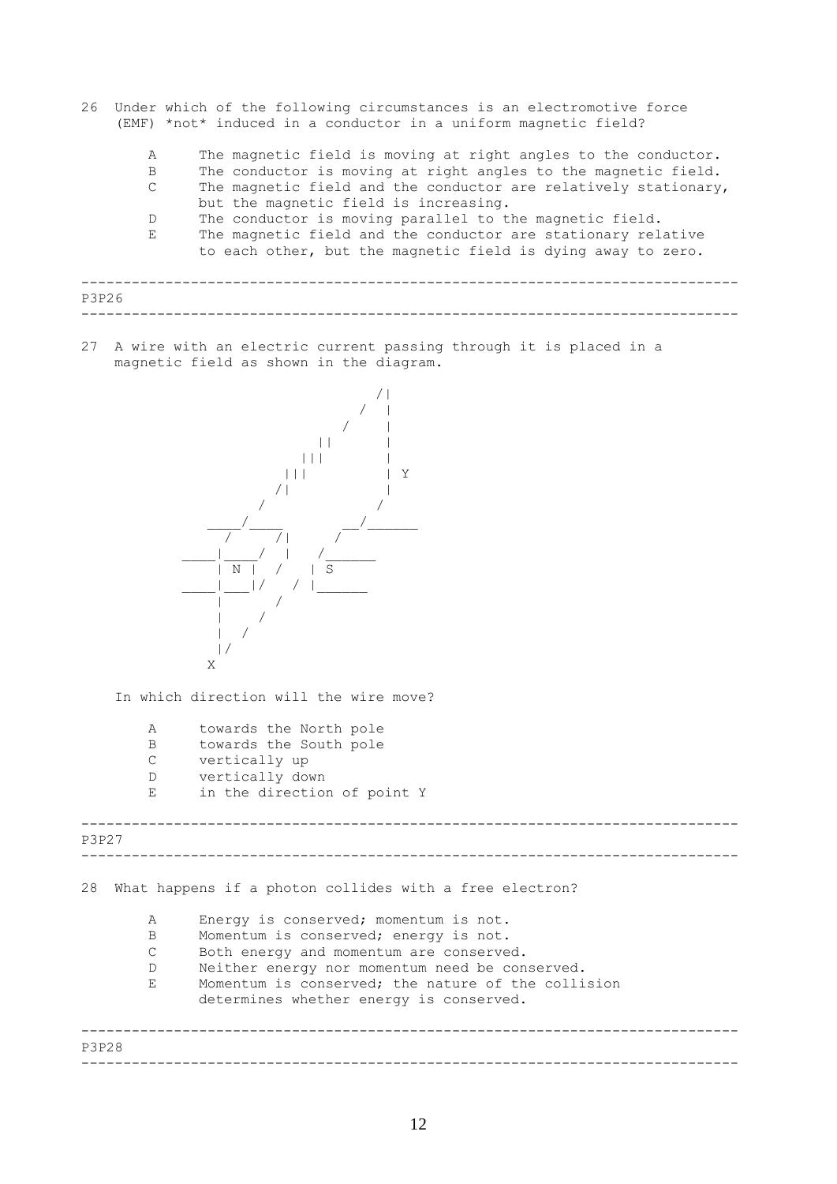26 Under which of the following circumstances is an electromotive force (EMF) *not* induced in a conductor in a uniform magnetic field?

- A The magnetic field is moving at right angles to the conductor.
- B The conductor is moving at right angles to the magnetic field.
- C The magnetic field and the conductor are relatively stationary, but the magnetic field is increasing.
- D The conductor is moving parallel to the magnetic field.
- E The magnetic field and the conductor are stationary relative to each other, but the magnetic field is dying away to zero.

---

P3P26

---

27 A wire with an electric current passing through it is placed in a magnetic field as shown in the diagram.

```
                          /|
                         / |
                        /  |
                   ||      |
                  |||      |
                 |||       | Y
                /|         |
               /          /
          ____/____     __/______
           /    /|     /
      ____|____/ |   /______
          | N |  /   | S
      ____|___|/   / |______
          |      /
          |    /
          |  /
          |/
         X
```

In which direction will the wire move?

- A towards the North pole
- B towards the South pole
- C vertically up
- D vertically down
- E in the direction of point Y

---

P3P27

---

28 What happens if a photon collides with a free electron?

- A Energy is conserved; momentum is not.
- B Momentum is conserved; energy is not.
- C Both energy and momentum are conserved.
- D Neither energy nor momentum need be conserved.
- E Momentum is conserved; the nature of the collision determines whether energy is conserved.

---

P3P28

---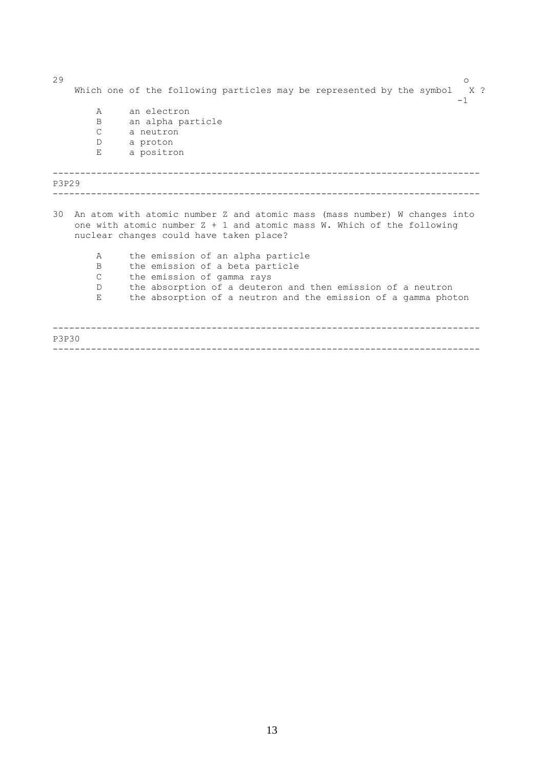29 Which one of the following particles may be represented by the symbol $^{o}_{-1}X$ ?

A an electron
B an alpha particle
C a neutron
D a proton
E a positron

---

P3P29

---

30 An atom with atomic number Z and atomic mass (mass number) W changes into one with atomic number Z + 1 and atomic mass W. Which of the following nuclear changes could have taken place?

A the emission of an alpha particle
B the emission of a beta particle
C the emission of gamma rays
D the absorption of a deuteron and then emission of a neutron
E the absorption of a neutron and the emission of a gamma photon

---

P3P30

---